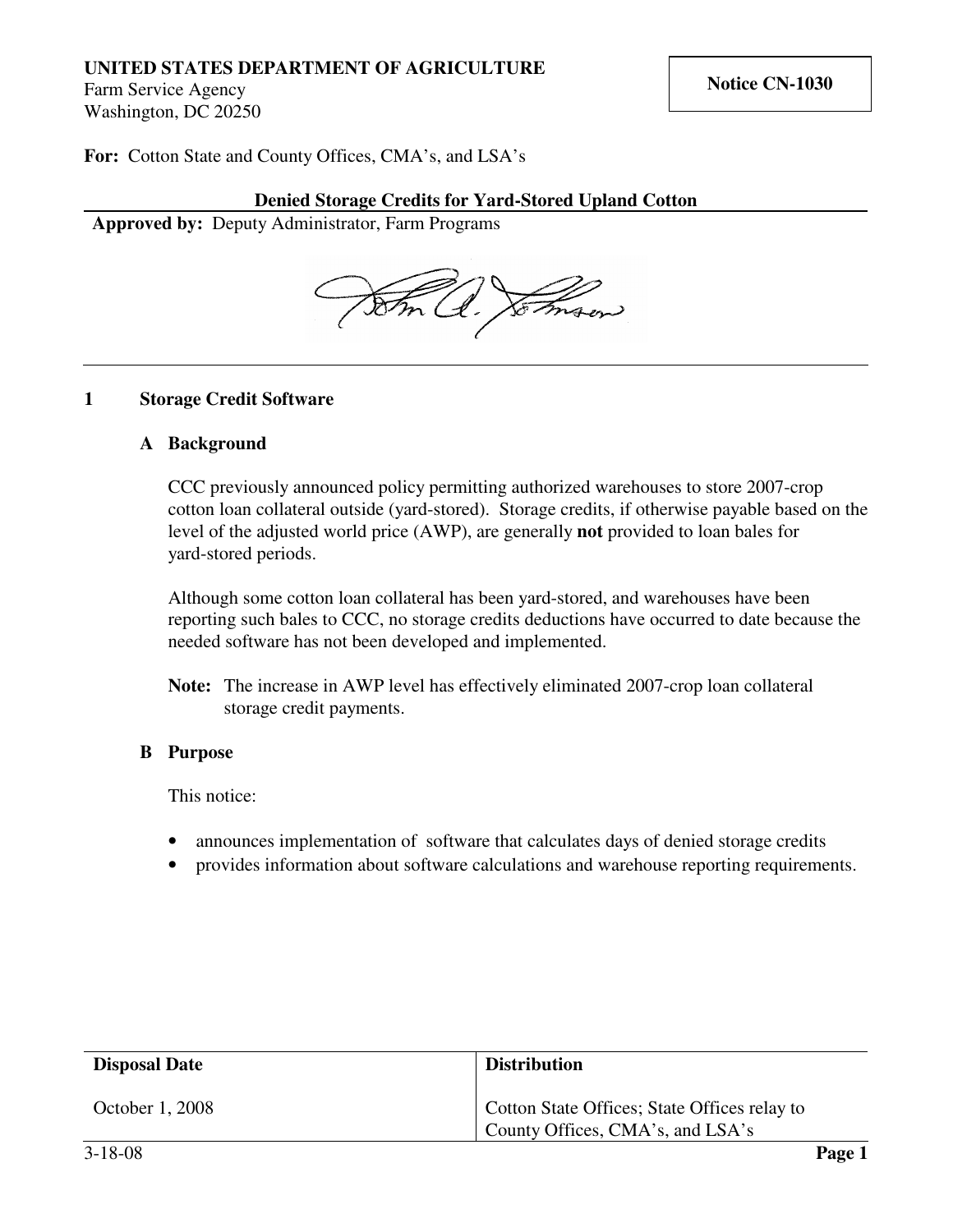**UNITED STATES DEPARTMENT OF AGRICULTURE**
Farm Service Agency
Washington, DC 20250

**Notice CN-1030**

**For:** Cotton State and County Offices, CMA's, and LSA's

**Denied Storage Credits for Yard-Stored Upland Cotton**

**Approved by:** Deputy Administrator, Farm Programs

---

## 1 Storage Credit Software

### A Background

CCC previously announced policy permitting authorized warehouses to store 2007-crop cotton loan collateral outside (yard-stored). Storage credits, if otherwise payable based on the level of the adjusted world price (AWP), are generally **not** provided to loan bales for yard-stored periods.

Although some cotton loan collateral has been yard-stored, and warehouses have been reporting such bales to CCC, no storage credits deductions have occurred to date because the needed software has not been developed and implemented.

**Note:** The increase in AWP level has effectively eliminated 2007-crop loan collateral storage credit payments.

### B Purpose

This notice:

- announces implementation of software that calculates days of denied storage credits
- provides information about software calculations and warehouse reporting requirements.

| Disposal Date | Distribution |
| --- | --- |
| October 1, 2008 | Cotton State Offices; State Offices relay to County Offices, CMA's, and LSA's |

3-18-08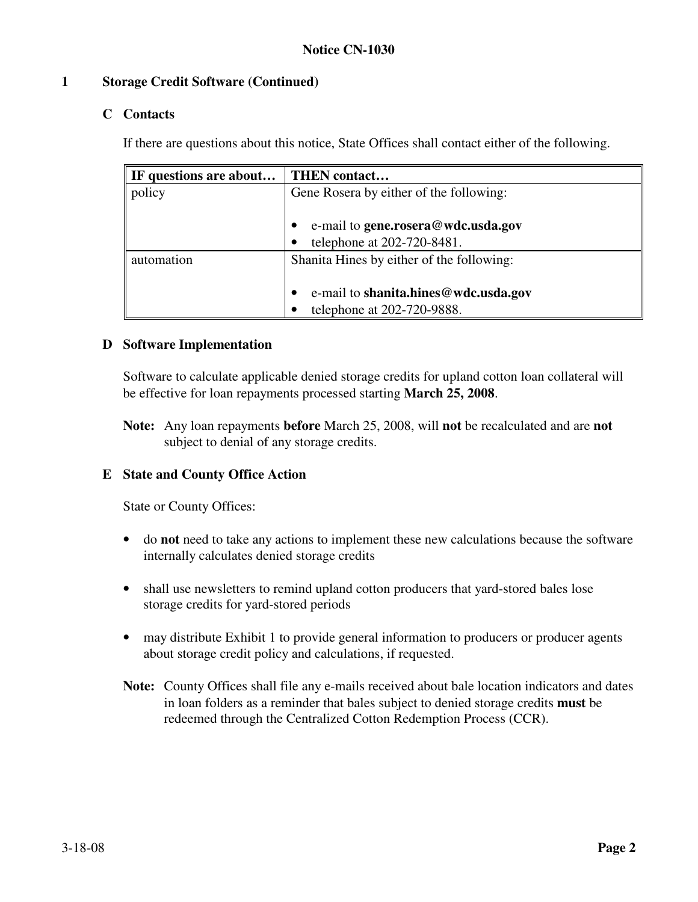## 1 Storage Credit Software (Continued)

### C Contacts

If there are questions about this notice, State Offices shall contact either of the following.

| IF questions are about… | THEN contact… |
| --- | --- |
| policy | Gene Rosera by either of the following:<br><br>• e-mail to **gene.rosera@wdc.usda.gov**<br>• telephone at 202-720-8481. |
| automation | Shanita Hines by either of the following:<br><br>• e-mail to **shanita.hines@wdc.usda.gov**<br>• telephone at 202-720-9888. |

### D Software Implementation

Software to calculate applicable denied storage credits for upland cotton loan collateral will be effective for loan repayments processed starting **March 25, 2008**.

**Note:** Any loan repayments **before** March 25, 2008, will **not** be recalculated and are **not** subject to denial of any storage credits.

### E State and County Office Action

State or County Offices:

- do **not** need to take any actions to implement these new calculations because the software internally calculates denied storage credits
- shall use newsletters to remind upland cotton producers that yard-stored bales lose storage credits for yard-stored periods
- may distribute Exhibit 1 to provide general information to producers or producer agents about storage credit policy and calculations, if requested.

**Note:** County Offices shall file any e-mails received about bale location indicators and dates in loan folders as a reminder that bales subject to denied storage credits **must** be redeemed through the Centralized Cotton Redemption Process (CCR).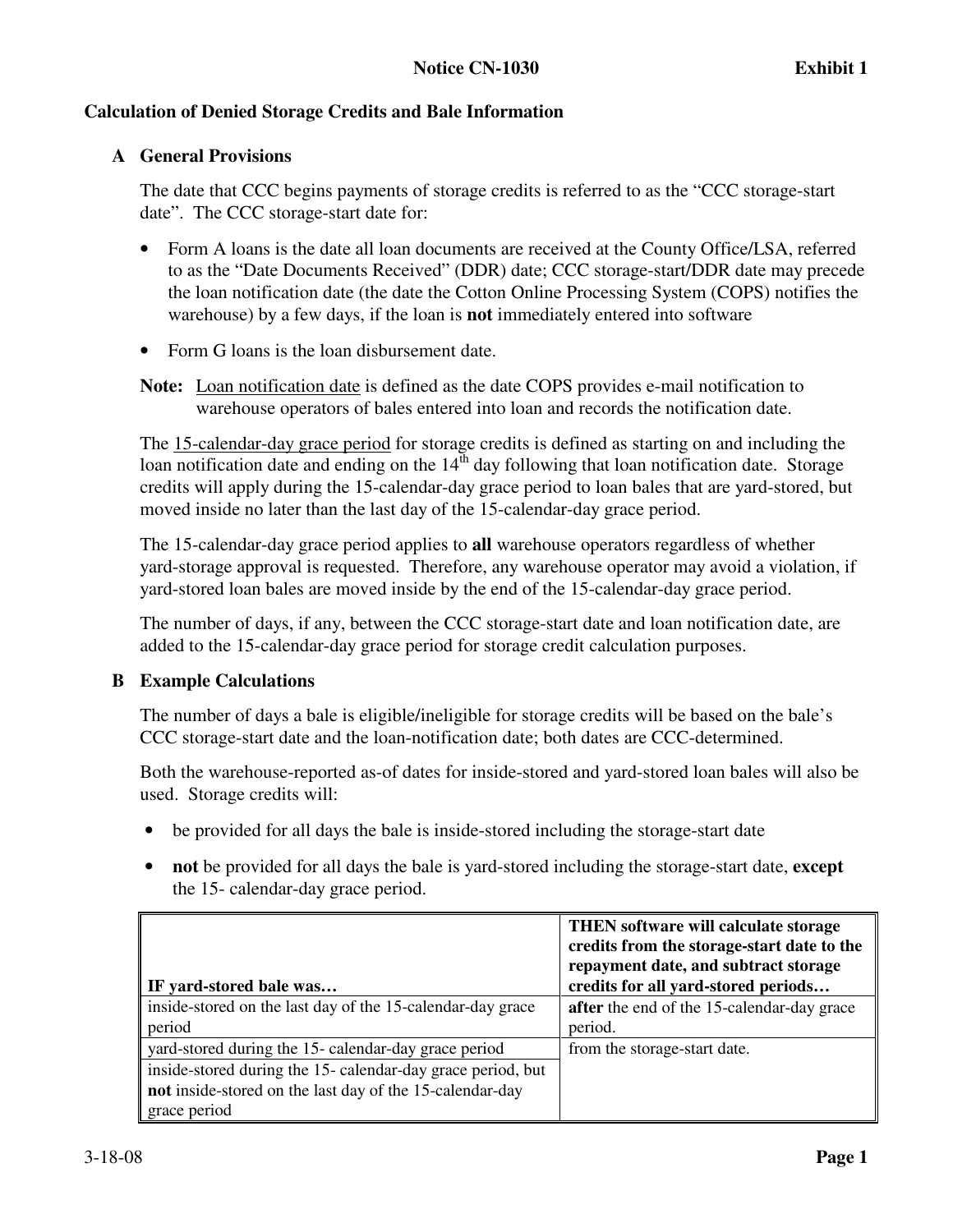**Calculation of Denied Storage Credits and Bale Information**

**A General Provisions**

The date that CCC begins payments of storage credits is referred to as the "CCC storage-start date". The CCC storage-start date for:

- Form A loans is the date all loan documents are received at the County Office/LSA, referred to as the "Date Documents Received" (DDR) date; CCC storage-start/DDR date may precede the loan notification date (the date the Cotton Online Processing System (COPS) notifies the warehouse) by a few days, if the loan is **not** immediately entered into software
- Form G loans is the loan disbursement date.

**Note:** Loan notification date is defined as the date COPS provides e-mail notification to warehouse operators of bales entered into loan and records the notification date.

The 15-calendar-day grace period for storage credits is defined as starting on and including the loan notification date and ending on the 14th day following that loan notification date. Storage credits will apply during the 15-calendar-day grace period to loan bales that are yard-stored, but moved inside no later than the last day of the 15-calendar-day grace period.

The 15-calendar-day grace period applies to **all** warehouse operators regardless of whether yard-storage approval is requested. Therefore, any warehouse operator may avoid a violation, if yard-stored loan bales are moved inside by the end of the 15-calendar-day grace period.

The number of days, if any, between the CCC storage-start date and loan notification date, are added to the 15-calendar-day grace period for storage credit calculation purposes.

**B Example Calculations**

The number of days a bale is eligible/ineligible for storage credits will be based on the bale's CCC storage-start date and the loan-notification date; both dates are CCC-determined.

Both the warehouse-reported as-of dates for inside-stored and yard-stored loan bales will also be used. Storage credits will:

- be provided for all days the bale is inside-stored including the storage-start date
- **not** be provided for all days the bale is yard-stored including the storage-start date, **except** the 15- calendar-day grace period.

| IF yard-stored bale was… | THEN software will calculate storage credits from the storage-start date to the repayment date, and subtract storage credits for all yard-stored periods… |
|---|---|
| inside-stored on the last day of the 15-calendar-day grace period | **after** the end of the 15-calendar-day grace period. |
| yard-stored during the 15- calendar-day grace period | from the storage-start date. |
| inside-stored during the 15- calendar-day grace period, but **not** inside-stored on the last day of the 15-calendar-day grace period | |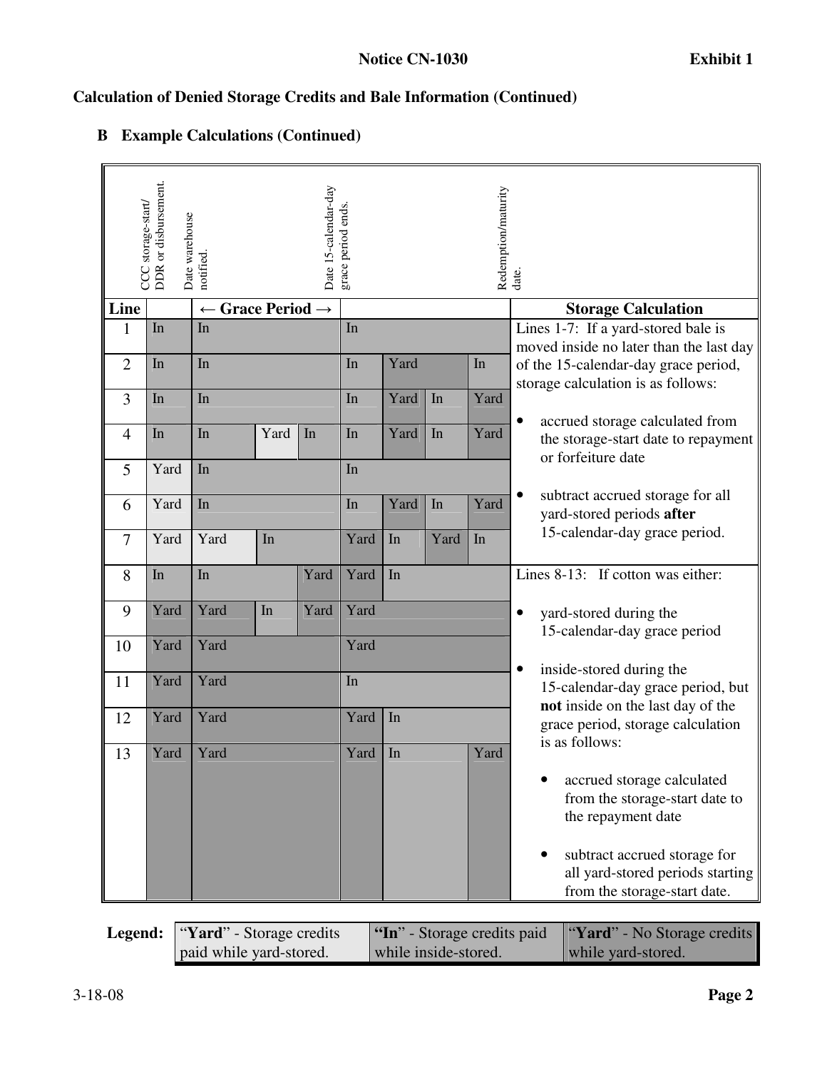Notice CN-1030 Exhibit 1

## Calculation of Denied Storage Credits and Bale Information (Continued)

### B Example Calculations (Continued)

| Line | CCC storage-start/ DDR or disbursement. | Date warehouse notified. ← Grace Period → | | | Date 15-calendar-day grace period ends. | | | Redemption/maturity date. | Storage Calculation |
|---|---|---|---|---|---|---|---|---|---|
| 1 | In | In | | | In | | | | Lines 1-7: If a yard-stored bale is moved inside no later than the last day of the 15-calendar-day grace period, storage calculation is as follows:<br>• accrued storage calculated from the storage-start date to repayment or forfeiture date<br>• subtract accrued storage for all yard-stored periods **after** 15-calendar-day grace period. |
| 2 | In | In | | | In | Yard | | In | |
| 3 | In | In | | | In | Yard | In | Yard | |
| 4 | In | In | Yard | In | In | Yard | In | Yard | |
| 5 | Yard | In | | | In | | | | |
| 6 | Yard | In | | | In | Yard | In | Yard | |
| 7 | Yard | Yard | In | | Yard | In | Yard | In | |
| 8 | In | In | | Yard | Yard | In | | | Lines 8-13: If cotton was either:<br>• yard-stored during the 15-calendar-day grace period<br>• inside-stored during the 15-calendar-day grace period, but **not** inside on the last day of the grace period, storage calculation is as follows:<br>• accrued storage calculated from the storage-start date to the repayment date<br>• subtract accrued storage for all yard-stored periods starting from the storage-start date. |
| 9 | Yard | Yard | In | Yard | Yard | | | | |
| 10 | Yard | Yard | | | Yard | | | | |
| 11 | Yard | Yard | | | In | | | | |
| 12 | Yard | Yard | | | Yard | In | | | |
| 13 | Yard | Yard | | | Yard | In | | Yard | |

| Legend: | "**Yard**" - Storage credits paid while yard-stored. | "**In**" - Storage credits paid while inside-stored. | "**Yard**" - No Storage credits while yard-stored. |
|---|---|---|---|

3-18-08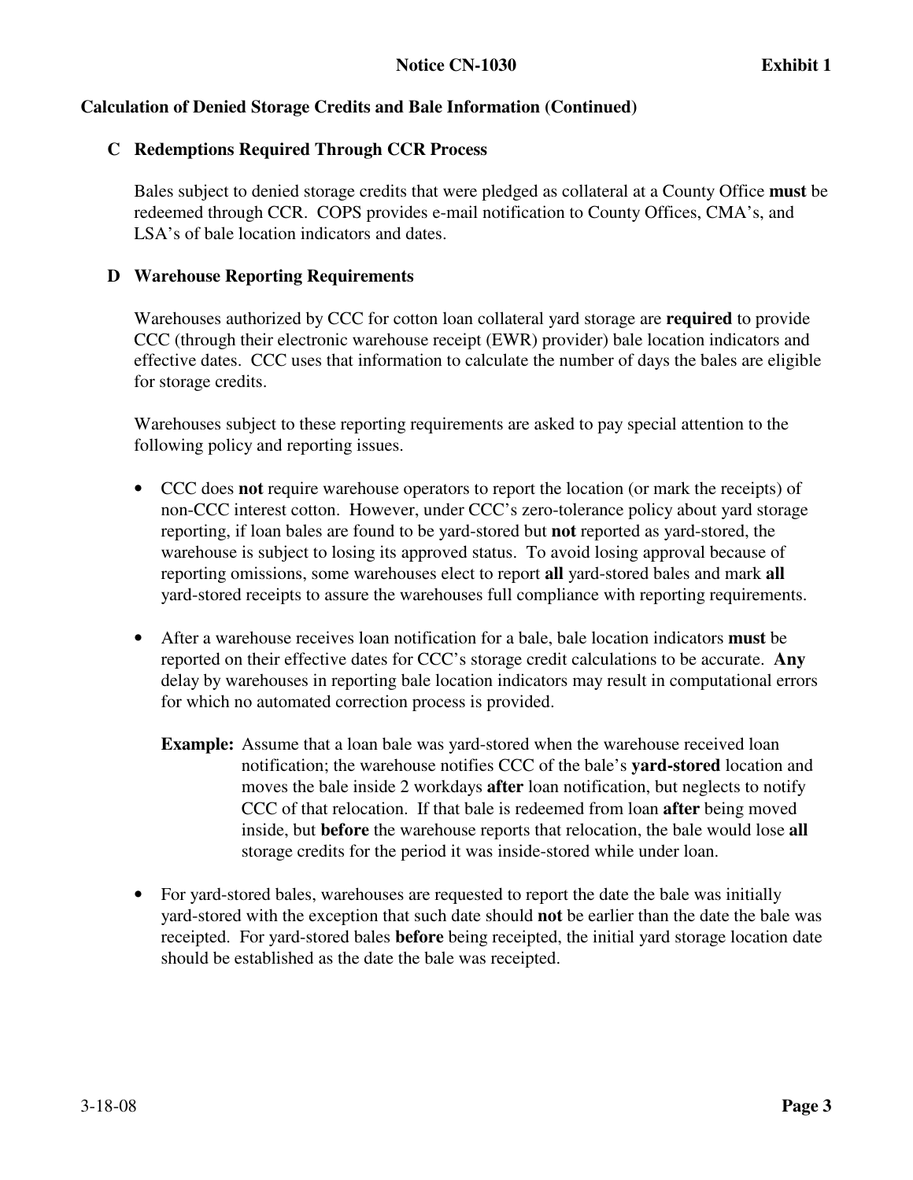**Calculation of Denied Storage Credits and Bale Information (Continued)**

**C Redemptions Required Through CCR Process**

Bales subject to denied storage credits that were pledged as collateral at a County Office **must** be redeemed through CCR. COPS provides e-mail notification to County Offices, CMA's, and LSA's of bale location indicators and dates.

**D Warehouse Reporting Requirements**

Warehouses authorized by CCC for cotton loan collateral yard storage are **required** to provide CCC (through their electronic warehouse receipt (EWR) provider) bale location indicators and effective dates. CCC uses that information to calculate the number of days the bales are eligible for storage credits.

Warehouses subject to these reporting requirements are asked to pay special attention to the following policy and reporting issues.

- CCC does **not** require warehouse operators to report the location (or mark the receipts) of non-CCC interest cotton. However, under CCC's zero-tolerance policy about yard storage reporting, if loan bales are found to be yard-stored but **not** reported as yard-stored, the warehouse is subject to losing its approved status. To avoid losing approval because of reporting omissions, some warehouses elect to report **all** yard-stored bales and mark **all** yard-stored receipts to assure the warehouses full compliance with reporting requirements.

- After a warehouse receives loan notification for a bale, bale location indicators **must** be reported on their effective dates for CCC's storage credit calculations to be accurate. **Any** delay by warehouses in reporting bale location indicators may result in computational errors for which no automated correction process is provided.

  **Example:** Assume that a loan bale was yard-stored when the warehouse received loan notification; the warehouse notifies CCC of the bale's **yard-stored** location and moves the bale inside 2 workdays **after** loan notification, but neglects to notify CCC of that relocation. If that bale is redeemed from loan **after** being moved inside, but **before** the warehouse reports that relocation, the bale would lose **all** storage credits for the period it was inside-stored while under loan.

- For yard-stored bales, warehouses are requested to report the date the bale was initially yard-stored with the exception that such date should **not** be earlier than the date the bale was receipted. For yard-stored bales **before** being receipted, the initial yard storage location date should be established as the date the bale was receipted.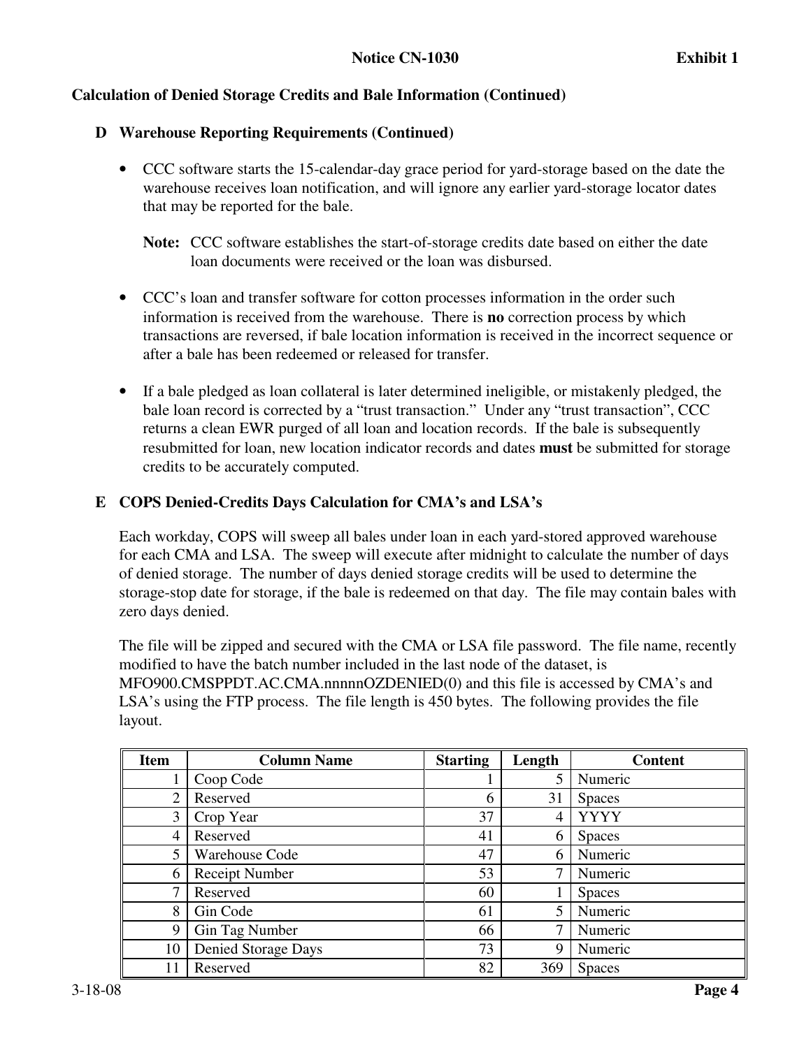**Calculation of Denied Storage Credits and Bale Information (Continued)**

## D Warehouse Reporting Requirements (Continued)

- CCC software starts the 15-calendar-day grace period for yard-storage based on the date the warehouse receives loan notification, and will ignore any earlier yard-storage locator dates that may be reported for the bale.

  **Note:** CCC software establishes the start-of-storage credits date based on either the date loan documents were received or the loan was disbursed.

- CCC's loan and transfer software for cotton processes information in the order such information is received from the warehouse. There is **no** correction process by which transactions are reversed, if bale location information is received in the incorrect sequence or after a bale has been redeemed or released for transfer.

- If a bale pledged as loan collateral is later determined ineligible, or mistakenly pledged, the bale loan record is corrected by a "trust transaction." Under any "trust transaction", CCC returns a clean EWR purged of all loan and location records. If the bale is subsequently resubmitted for loan, new location indicator records and dates **must** be submitted for storage credits to be accurately computed.

## E COPS Denied-Credits Days Calculation for CMA's and LSA's

Each workday, COPS will sweep all bales under loan in each yard-stored approved warehouse for each CMA and LSA. The sweep will execute after midnight to calculate the number of days of denied storage. The number of days denied storage credits will be used to determine the storage-stop date for storage, if the bale is redeemed on that day. The file may contain bales with zero days denied.

The file will be zipped and secured with the CMA or LSA file password. The file name, recently modified to have the batch number included in the last node of the dataset, is MFO900.CMSPPDT.AC.CMA.nnnnnOZDENIED(0) and this file is accessed by CMA's and LSA's using the FTP process. The file length is 450 bytes. The following provides the file layout.

| Item | Column Name | Starting | Length | Content |
|---|---|---|---|---|
| 1 | Coop Code | 1 | 5 | Numeric |
| 2 | Reserved | 6 | 31 | Spaces |
| 3 | Crop Year | 37 | 4 | YYYY |
| 4 | Reserved | 41 | 6 | Spaces |
| 5 | Warehouse Code | 47 | 6 | Numeric |
| 6 | Receipt Number | 53 | 7 | Numeric |
| 7 | Reserved | 60 | 1 | Spaces |
| 8 | Gin Code | 61 | 5 | Numeric |
| 9 | Gin Tag Number | 66 | 7 | Numeric |
| 10 | Denied Storage Days | 73 | 9 | Numeric |
| 11 | Reserved | 82 | 369 | Spaces |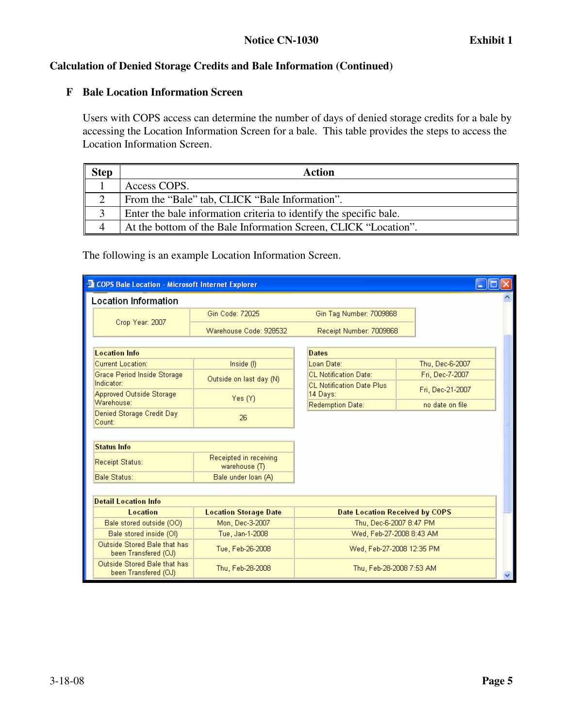## Calculation of Denied Storage Credits and Bale Information (Continued)

### F Bale Location Information Screen

Users with COPS access can determine the number of days of denied storage credits for a bale by accessing the Location Information Screen for a bale. This table provides the steps to access the Location Information Screen.

| Step | Action |
|---|---|
| 1 | Access COPS. |
| 2 | From the “Bale” tab, CLICK “Bale Information”. |
| 3 | Enter the bale information criteria to identify the specific bale. |
| 4 | At the bottom of the Bale Information Screen, CLICK “Location”. |

The following is an example Location Information Screen.

COPS Bale Location - Microsoft Internet Explorer

**Location Information**

| | | |
|---|---|---|
| Crop Year: 2007 | Gin Code: 72025 | Gin Tag Number: 7009868 |
| | Warehouse Code: 928532 | Receipt Number: 7009868 |

| Location Info | |
|---|---|
| Current Location: | Inside (I) |
| Grace Period Inside Storage Indicator: | Outside on last day (N) |
| Approved Outside Storage Warehouse: | Yes (Y) |
| Denied Storage Credit Day Count: | 26 |

| Dates | |
|---|---|
| Loan Date: | Thu, Dec-6-2007 |
| CL Notification Date: | Fri, Dec-7-2007 |
| CL Notification Date Plus 14 Days: | Fri, Dec-21-2007 |
| Redemption Date: | no date on file |

| Status Info | |
|---|---|
| Receipt Status: | Receipted in receiving warehouse (T) |
| Bale Status: | Bale under loan (A) |

**Detail Location Info**

| Location | Location Storage Date | Date Location Received by COPS |
|---|---|---|
| Bale stored outside (OO) | Mon, Dec-3-2007 | Thu, Dec-6-2007 8:47 PM |
| Bale stored inside (OI) | Tue, Jan-1-2008 | Wed, Feb-27-2008 8:43 AM |
| Outside Stored Bale that has been Transfered (OJ) | Tue, Feb-26-2008 | Wed, Feb-27-2008 12:35 PM |
| Outside Stored Bale that has been Transfered (OJ) | Thu, Feb-28-2008 | Thu, Feb-28-2008 7:53 AM |